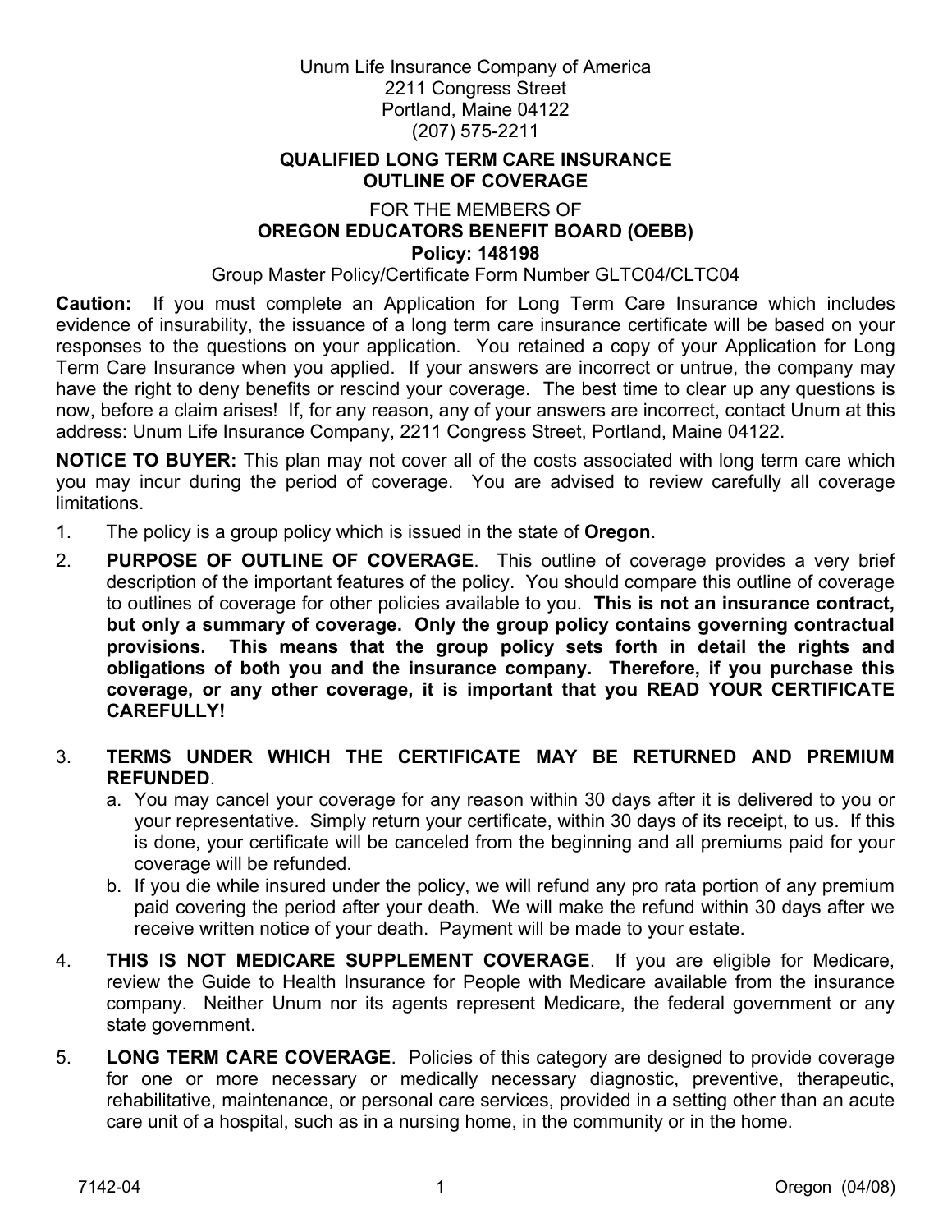Unum Life Insurance Company of America
2211 Congress Street
Portland, Maine 04122
(207) 575-2211

# QUALIFIED LONG TERM CARE INSURANCE OUTLINE OF COVERAGE

FOR THE MEMBERS OF

## OREGON EDUCATORS BENEFIT BOARD (OEBB)

**Policy: 148198**

Group Master Policy/Certificate Form Number GLTC04/CLTC04

**Caution:** If you must complete an Application for Long Term Care Insurance which includes evidence of insurability, the issuance of a long term care insurance certificate will be based on your responses to the questions on your application. You retained a copy of your Application for Long Term Care Insurance when you applied. If your answers are incorrect or untrue, the company may have the right to deny benefits or rescind your coverage. The best time to clear up any questions is now, before a claim arises! If, for any reason, any of your answers are incorrect, contact Unum at this address: Unum Life Insurance Company, 2211 Congress Street, Portland, Maine 04122.

**NOTICE TO BUYER:** This plan may not cover all of the costs associated with long term care which you may incur during the period of coverage. You are advised to review carefully all coverage limitations.

1. The policy is a group policy which is issued in the state of **Oregon**.
2. **PURPOSE OF OUTLINE OF COVERAGE**. This outline of coverage provides a very brief description of the important features of the policy. You should compare this outline of coverage to outlines of coverage for other policies available to you. **This is not an insurance contract, but only a summary of coverage. Only the group policy contains governing contractual provisions. This means that the group policy sets forth in detail the rights and obligations of both you and the insurance company. Therefore, if you purchase this coverage, or any other coverage, it is important that you READ YOUR CERTIFICATE CAREFULLY!**
3. **TERMS UNDER WHICH THE CERTIFICATE MAY BE RETURNED AND PREMIUM REFUNDED**.
   a. You may cancel your coverage for any reason within 30 days after it is delivered to you or your representative. Simply return your certificate, within 30 days of its receipt, to us. If this is done, your certificate will be canceled from the beginning and all premiums paid for your coverage will be refunded.
   b. If you die while insured under the policy, we will refund any pro rata portion of any premium paid covering the period after your death. We will make the refund within 30 days after we receive written notice of your death. Payment will be made to your estate.
4. **THIS IS NOT MEDICARE SUPPLEMENT COVERAGE**. If you are eligible for Medicare, review the Guide to Health Insurance for People with Medicare available from the insurance company. Neither Unum nor its agents represent Medicare, the federal government or any state government.
5. **LONG TERM CARE COVERAGE**. Policies of this category are designed to provide coverage for one or more necessary or medically necessary diagnostic, preventive, therapeutic, rehabilitative, maintenance, or personal care services, provided in a setting other than an acute care unit of a hospital, such as in a nursing home, in the community or in the home.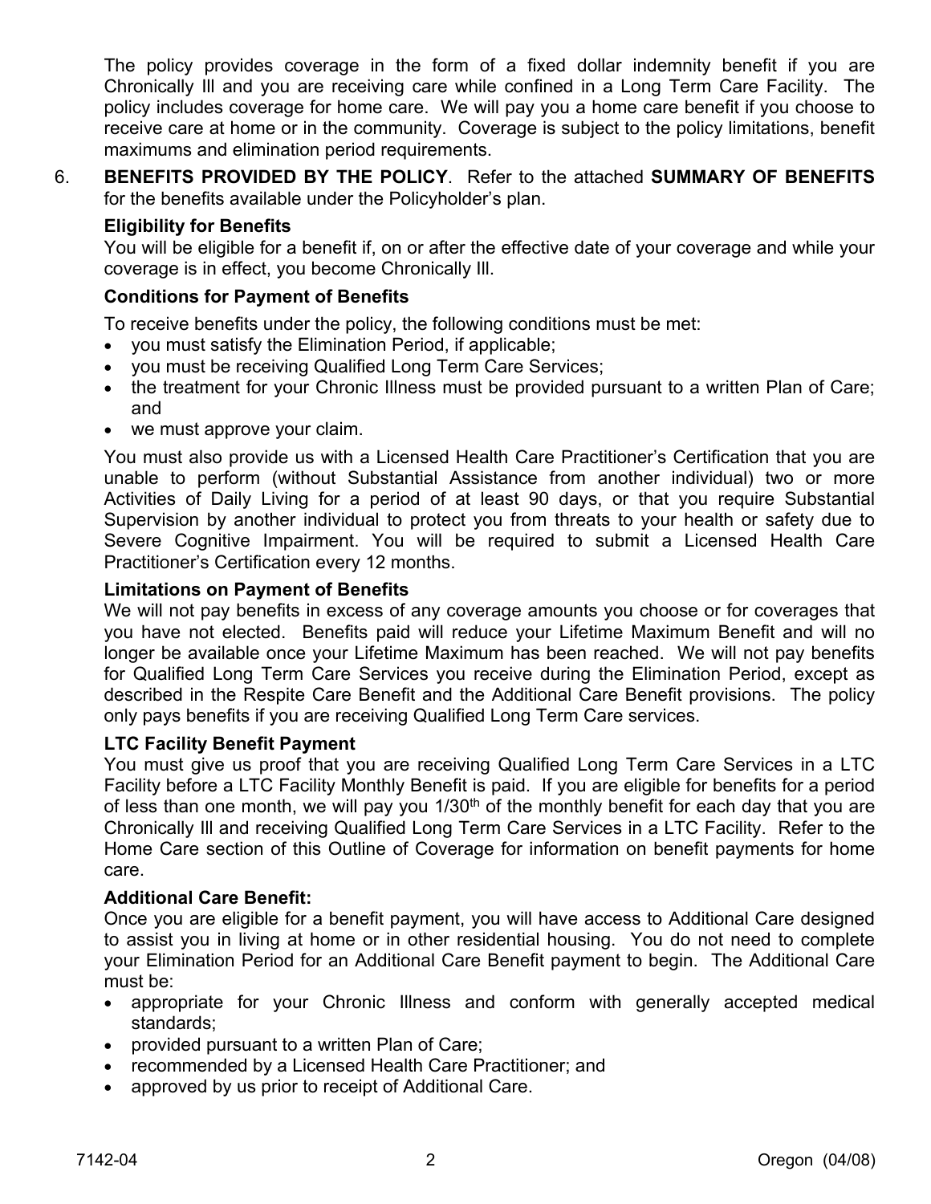The policy provides coverage in the form of a fixed dollar indemnity benefit if you are Chronically Ill and you are receiving care while confined in a Long Term Care Facility. The policy includes coverage for home care. We will pay you a home care benefit if you choose to receive care at home or in the community. Coverage is subject to the policy limitations, benefit maximums and elimination period requirements.

6. **BENEFITS PROVIDED BY THE POLICY**. Refer to the attached **SUMMARY OF BENEFITS** for the benefits available under the Policyholder's plan.

**Eligibility for Benefits**

You will be eligible for a benefit if, on or after the effective date of your coverage and while your coverage is in effect, you become Chronically Ill.

**Conditions for Payment of Benefits**

To receive benefits under the policy, the following conditions must be met:

- you must satisfy the Elimination Period, if applicable;
- you must be receiving Qualified Long Term Care Services;
- the treatment for your Chronic Illness must be provided pursuant to a written Plan of Care; and
- we must approve your claim.

You must also provide us with a Licensed Health Care Practitioner's Certification that you are unable to perform (without Substantial Assistance from another individual) two or more Activities of Daily Living for a period of at least 90 days, or that you require Substantial Supervision by another individual to protect you from threats to your health or safety due to Severe Cognitive Impairment. You will be required to submit a Licensed Health Care Practitioner's Certification every 12 months.

**Limitations on Payment of Benefits**

We will not pay benefits in excess of any coverage amounts you choose or for coverages that you have not elected. Benefits paid will reduce your Lifetime Maximum Benefit and will no longer be available once your Lifetime Maximum has been reached. We will not pay benefits for Qualified Long Term Care Services you receive during the Elimination Period, except as described in the Respite Care Benefit and the Additional Care Benefit provisions. The policy only pays benefits if you are receiving Qualified Long Term Care services.

**LTC Facility Benefit Payment**

You must give us proof that you are receiving Qualified Long Term Care Services in a LTC Facility before a LTC Facility Monthly Benefit is paid. If you are eligible for benefits for a period of less than one month, we will pay you 1/30th of the monthly benefit for each day that you are Chronically Ill and receiving Qualified Long Term Care Services in a LTC Facility. Refer to the Home Care section of this Outline of Coverage for information on benefit payments for home care.

**Additional Care Benefit:**

Once you are eligible for a benefit payment, you will have access to Additional Care designed to assist you in living at home or in other residential housing. You do not need to complete your Elimination Period for an Additional Care Benefit payment to begin. The Additional Care must be:

- appropriate for your Chronic Illness and conform with generally accepted medical standards;
- provided pursuant to a written Plan of Care;
- recommended by a Licensed Health Care Practitioner; and
- approved by us prior to receipt of Additional Care.

7142-04 Oregon (04/08)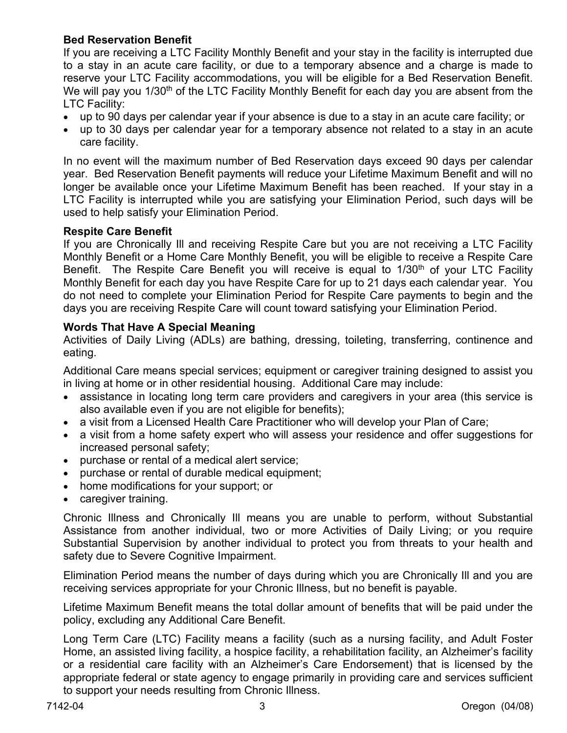**Bed Reservation Benefit**
If you are receiving a LTC Facility Monthly Benefit and your stay in the facility is interrupted due to a stay in an acute care facility, or due to a temporary absence and a charge is made to reserve your LTC Facility accommodations, you will be eligible for a Bed Reservation Benefit. We will pay you 1/30th of the LTC Facility Monthly Benefit for each day you are absent from the LTC Facility:

- up to 90 days per calendar year if your absence is due to a stay in an acute care facility; or
- up to 30 days per calendar year for a temporary absence not related to a stay in an acute care facility.

In no event will the maximum number of Bed Reservation days exceed 90 days per calendar year. Bed Reservation Benefit payments will reduce your Lifetime Maximum Benefit and will no longer be available once your Lifetime Maximum Benefit has been reached. If your stay in a LTC Facility is interrupted while you are satisfying your Elimination Period, such days will be used to help satisfy your Elimination Period.

**Respite Care Benefit**
If you are Chronically Ill and receiving Respite Care but you are not receiving a LTC Facility Monthly Benefit or a Home Care Monthly Benefit, you will be eligible to receive a Respite Care Benefit. The Respite Care Benefit you will receive is equal to 1/30th of your LTC Facility Monthly Benefit for each day you have Respite Care for up to 21 days each calendar year. You do not need to complete your Elimination Period for Respite Care payments to begin and the days you are receiving Respite Care will count toward satisfying your Elimination Period.

**Words That Have A Special Meaning**
Activities of Daily Living (ADLs) are bathing, dressing, toileting, transferring, continence and eating.

Additional Care means special services; equipment or caregiver training designed to assist you in living at home or in other residential housing. Additional Care may include:

- assistance in locating long term care providers and caregivers in your area (this service is also available even if you are not eligible for benefits);
- a visit from a Licensed Health Care Practitioner who will develop your Plan of Care;
- a visit from a home safety expert who will assess your residence and offer suggestions for increased personal safety;
- purchase or rental of a medical alert service;
- purchase or rental of durable medical equipment;
- home modifications for your support; or
- caregiver training.

Chronic Illness and Chronically Ill means you are unable to perform, without Substantial Assistance from another individual, two or more Activities of Daily Living; or you require Substantial Supervision by another individual to protect you from threats to your health and safety due to Severe Cognitive Impairment.

Elimination Period means the number of days during which you are Chronically Ill and you are receiving services appropriate for your Chronic Illness, but no benefit is payable.

Lifetime Maximum Benefit means the total dollar amount of benefits that will be paid under the policy, excluding any Additional Care Benefit.

Long Term Care (LTC) Facility means a facility (such as a nursing facility, and Adult Foster Home, an assisted living facility, a hospice facility, a rehabilitation facility, an Alzheimer's facility or a residential care facility with an Alzheimer's Care Endorsement) that is licensed by the appropriate federal or state agency to engage primarily in providing care and services sufficient to support your needs resulting from Chronic Illness.

7142-04 Oregon (04/08)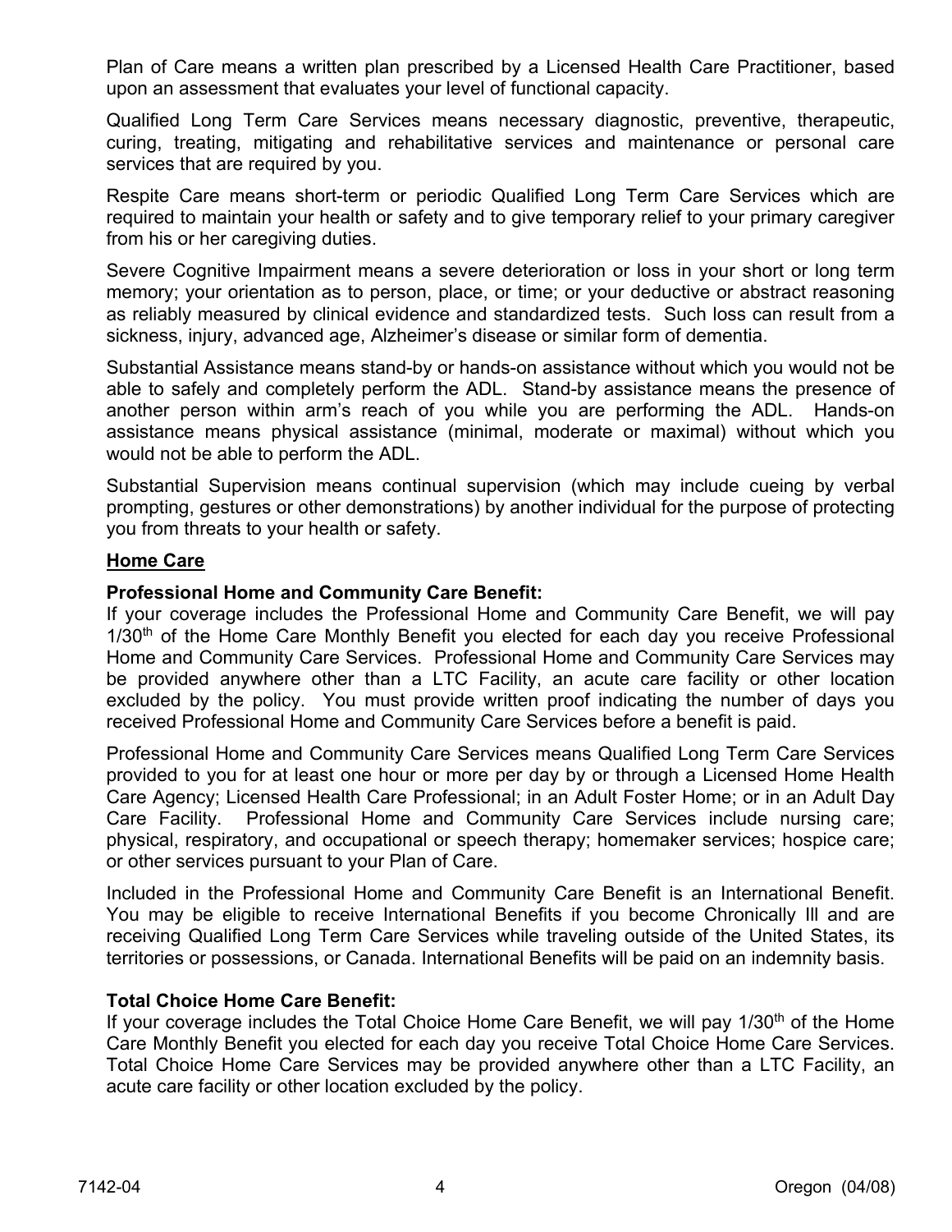Plan of Care means a written plan prescribed by a Licensed Health Care Practitioner, based upon an assessment that evaluates your level of functional capacity.

Qualified Long Term Care Services means necessary diagnostic, preventive, therapeutic, curing, treating, mitigating and rehabilitative services and maintenance or personal care services that are required by you.

Respite Care means short-term or periodic Qualified Long Term Care Services which are required to maintain your health or safety and to give temporary relief to your primary caregiver from his or her caregiving duties.

Severe Cognitive Impairment means a severe deterioration or loss in your short or long term memory; your orientation as to person, place, or time; or your deductive or abstract reasoning as reliably measured by clinical evidence and standardized tests. Such loss can result from a sickness, injury, advanced age, Alzheimer's disease or similar form of dementia.

Substantial Assistance means stand-by or hands-on assistance without which you would not be able to safely and completely perform the ADL. Stand-by assistance means the presence of another person within arm's reach of you while you are performing the ADL. Hands-on assistance means physical assistance (minimal, moderate or maximal) without which you would not be able to perform the ADL.

Substantial Supervision means continual supervision (which may include cueing by verbal prompting, gestures or other demonstrations) by another individual for the purpose of protecting you from threats to your health or safety.

**Home Care**

**Professional Home and Community Care Benefit:**
If your coverage includes the Professional Home and Community Care Benefit, we will pay 1/30th of the Home Care Monthly Benefit you elected for each day you receive Professional Home and Community Care Services. Professional Home and Community Care Services may be provided anywhere other than a LTC Facility, an acute care facility or other location excluded by the policy. You must provide written proof indicating the number of days you received Professional Home and Community Care Services before a benefit is paid.

Professional Home and Community Care Services means Qualified Long Term Care Services provided to you for at least one hour or more per day by or through a Licensed Home Health Care Agency; Licensed Health Care Professional; in an Adult Foster Home; or in an Adult Day Care Facility. Professional Home and Community Care Services include nursing care; physical, respiratory, and occupational or speech therapy; homemaker services; hospice care; or other services pursuant to your Plan of Care.

Included in the Professional Home and Community Care Benefit is an International Benefit. You may be eligible to receive International Benefits if you become Chronically Ill and are receiving Qualified Long Term Care Services while traveling outside of the United States, its territories or possessions, or Canada. International Benefits will be paid on an indemnity basis.

**Total Choice Home Care Benefit:**
If your coverage includes the Total Choice Home Care Benefit, we will pay 1/30th of the Home Care Monthly Benefit you elected for each day you receive Total Choice Home Care Services. Total Choice Home Care Services may be provided anywhere other than a LTC Facility, an acute care facility or other location excluded by the policy.

7142-04 Oregon (04/08)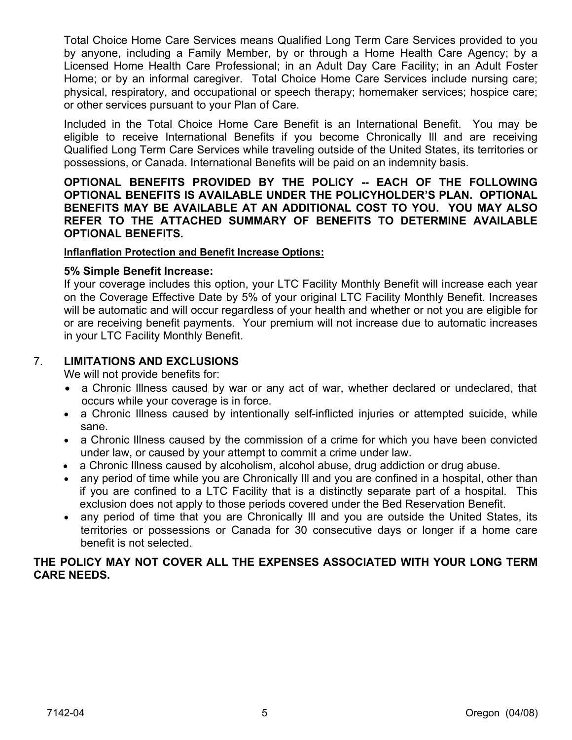Total Choice Home Care Services means Qualified Long Term Care Services provided to you by anyone, including a Family Member, by or through a Home Health Care Agency; by a Licensed Home Health Care Professional; in an Adult Day Care Facility; in an Adult Foster Home; or by an informal caregiver. Total Choice Home Care Services include nursing care; physical, respiratory, and occupational or speech therapy; homemaker services; hospice care; or other services pursuant to your Plan of Care.

Included in the Total Choice Home Care Benefit is an International Benefit. You may be eligible to receive International Benefits if you become Chronically Ill and are receiving Qualified Long Term Care Services while traveling outside of the United States, its territories or possessions, or Canada. International Benefits will be paid on an indemnity basis.

**OPTIONAL BENEFITS PROVIDED BY THE POLICY -- EACH OF THE FOLLOWING OPTIONAL BENEFITS IS AVAILABLE UNDER THE POLICYHOLDER'S PLAN. OPTIONAL BENEFITS MAY BE AVAILABLE AT AN ADDITIONAL COST TO YOU. YOU MAY ALSO REFER TO THE ATTACHED SUMMARY OF BENEFITS TO DETERMINE AVAILABLE OPTIONAL BENEFITS.**

**Inflanflation Protection and Benefit Increase Options:**

**5% Simple Benefit Increase:**

If your coverage includes this option, your LTC Facility Monthly Benefit will increase each year on the Coverage Effective Date by 5% of your original LTC Facility Monthly Benefit. Increases will be automatic and will occur regardless of your health and whether or not you are eligible for or are receiving benefit payments. Your premium will not increase due to automatic increases in your LTC Facility Monthly Benefit.

## 7. LIMITATIONS AND EXCLUSIONS

We will not provide benefits for:

- a Chronic Illness caused by war or any act of war, whether declared or undeclared, that occurs while your coverage is in force.
- a Chronic Illness caused by intentionally self-inflicted injuries or attempted suicide, while sane.
- a Chronic Illness caused by the commission of a crime for which you have been convicted under law, or caused by your attempt to commit a crime under law.
- a Chronic Illness caused by alcoholism, alcohol abuse, drug addiction or drug abuse.
- any period of time while you are Chronically Ill and you are confined in a hospital, other than if you are confined to a LTC Facility that is a distinctly separate part of a hospital. This exclusion does not apply to those periods covered under the Bed Reservation Benefit.
- any period of time that you are Chronically Ill and you are outside the United States, its territories or possessions or Canada for 30 consecutive days or longer if a home care benefit is not selected.

**THE POLICY MAY NOT COVER ALL THE EXPENSES ASSOCIATED WITH YOUR LONG TERM CARE NEEDS.**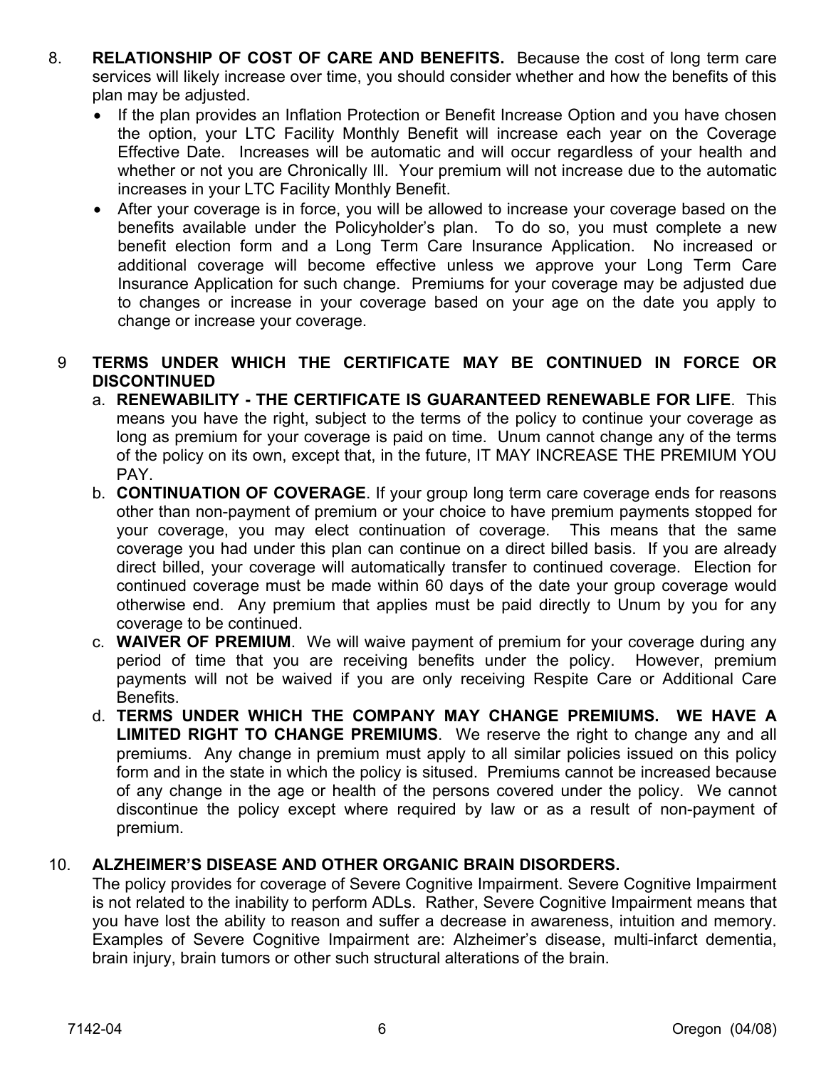8. **RELATIONSHIP OF COST OF CARE AND BENEFITS.** Because the cost of long term care services will likely increase over time, you should consider whether and how the benefits of this plan may be adjusted.
   - If the plan provides an Inflation Protection or Benefit Increase Option and you have chosen the option, your LTC Facility Monthly Benefit will increase each year on the Coverage Effective Date. Increases will be automatic and will occur regardless of your health and whether or not you are Chronically Ill. Your premium will not increase due to the automatic increases in your LTC Facility Monthly Benefit.
   - After your coverage is in force, you will be allowed to increase your coverage based on the benefits available under the Policyholder's plan. To do so, you must complete a new benefit election form and a Long Term Care Insurance Application. No increased or additional coverage will become effective unless we approve your Long Term Care Insurance Application for such change. Premiums for your coverage may be adjusted due to changes or increase in your coverage based on your age on the date you apply to change or increase your coverage.

9 **TERMS UNDER WHICH THE CERTIFICATE MAY BE CONTINUED IN FORCE OR DISCONTINUED**

   a. **RENEWABILITY - THE CERTIFICATE IS GUARANTEED RENEWABLE FOR LIFE**. This means you have the right, subject to the terms of the policy to continue your coverage as long as premium for your coverage is paid on time. Unum cannot change any of the terms of the policy on its own, except that, in the future, IT MAY INCREASE THE PREMIUM YOU PAY.

   b. **CONTINUATION OF COVERAGE**. If your group long term care coverage ends for reasons other than non-payment of premium or your choice to have premium payments stopped for your coverage, you may elect continuation of coverage. This means that the same coverage you had under this plan can continue on a direct billed basis. If you are already direct billed, your coverage will automatically transfer to continued coverage. Election for continued coverage must be made within 60 days of the date your group coverage would otherwise end. Any premium that applies must be paid directly to Unum by you for any coverage to be continued.

   c. **WAIVER OF PREMIUM**. We will waive payment of premium for your coverage during any period of time that you are receiving benefits under the policy. However, premium payments will not be waived if you are only receiving Respite Care or Additional Care Benefits.

   d. **TERMS UNDER WHICH THE COMPANY MAY CHANGE PREMIUMS. WE HAVE A LIMITED RIGHT TO CHANGE PREMIUMS**. We reserve the right to change any and all premiums. Any change in premium must apply to all similar policies issued on this policy form and in the state in which the policy is sitused. Premiums cannot be increased because of any change in the age or health of the persons covered under the policy. We cannot discontinue the policy except where required by law or as a result of non-payment of premium.

10. **ALZHEIMER'S DISEASE AND OTHER ORGANIC BRAIN DISORDERS.**

    The policy provides for coverage of Severe Cognitive Impairment. Severe Cognitive Impairment is not related to the inability to perform ADLs. Rather, Severe Cognitive Impairment means that you have lost the ability to reason and suffer a decrease in awareness, intuition and memory. Examples of Severe Cognitive Impairment are: Alzheimer's disease, multi-infarct dementia, brain injury, brain tumors or other such structural alterations of the brain.

7142-04 Oregon (04/08)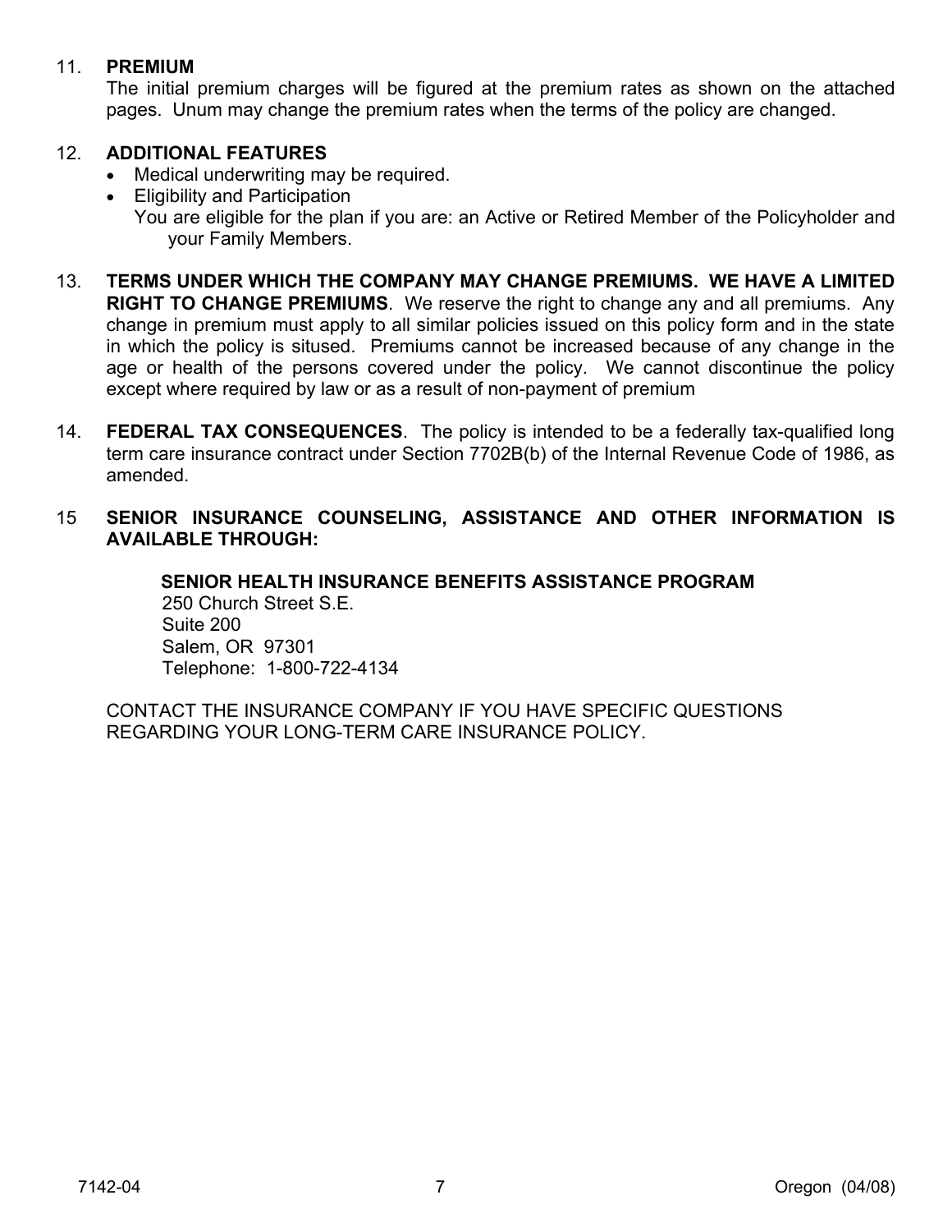11. **PREMIUM**
    The initial premium charges will be figured at the premium rates as shown on the attached pages. Unum may change the premium rates when the terms of the policy are changed.

12. **ADDITIONAL FEATURES**
    - Medical underwriting may be required.
    - Eligibility and Participation
      You are eligible for the plan if you are: an Active or Retired Member of the Policyholder and your Family Members.

13. **TERMS UNDER WHICH THE COMPANY MAY CHANGE PREMIUMS. WE HAVE A LIMITED RIGHT TO CHANGE PREMIUMS**. We reserve the right to change any and all premiums. Any change in premium must apply to all similar policies issued on this policy form and in the state in which the policy is sitused. Premiums cannot be increased because of any change in the age or health of the persons covered under the policy. We cannot discontinue the policy except where required by law or as a result of non-payment of premium

14. **FEDERAL TAX CONSEQUENCES**. The policy is intended to be a federally tax-qualified long term care insurance contract under Section 7702B(b) of the Internal Revenue Code of 1986, as amended.

15 **SENIOR INSURANCE COUNSELING, ASSISTANCE AND OTHER INFORMATION IS AVAILABLE THROUGH:**

**SENIOR HEALTH INSURANCE BENEFITS ASSISTANCE PROGRAM**
250 Church Street S.E.
Suite 200
Salem, OR 97301
Telephone: 1-800-722-4134

CONTACT THE INSURANCE COMPANY IF YOU HAVE SPECIFIC QUESTIONS REGARDING YOUR LONG-TERM CARE INSURANCE POLICY.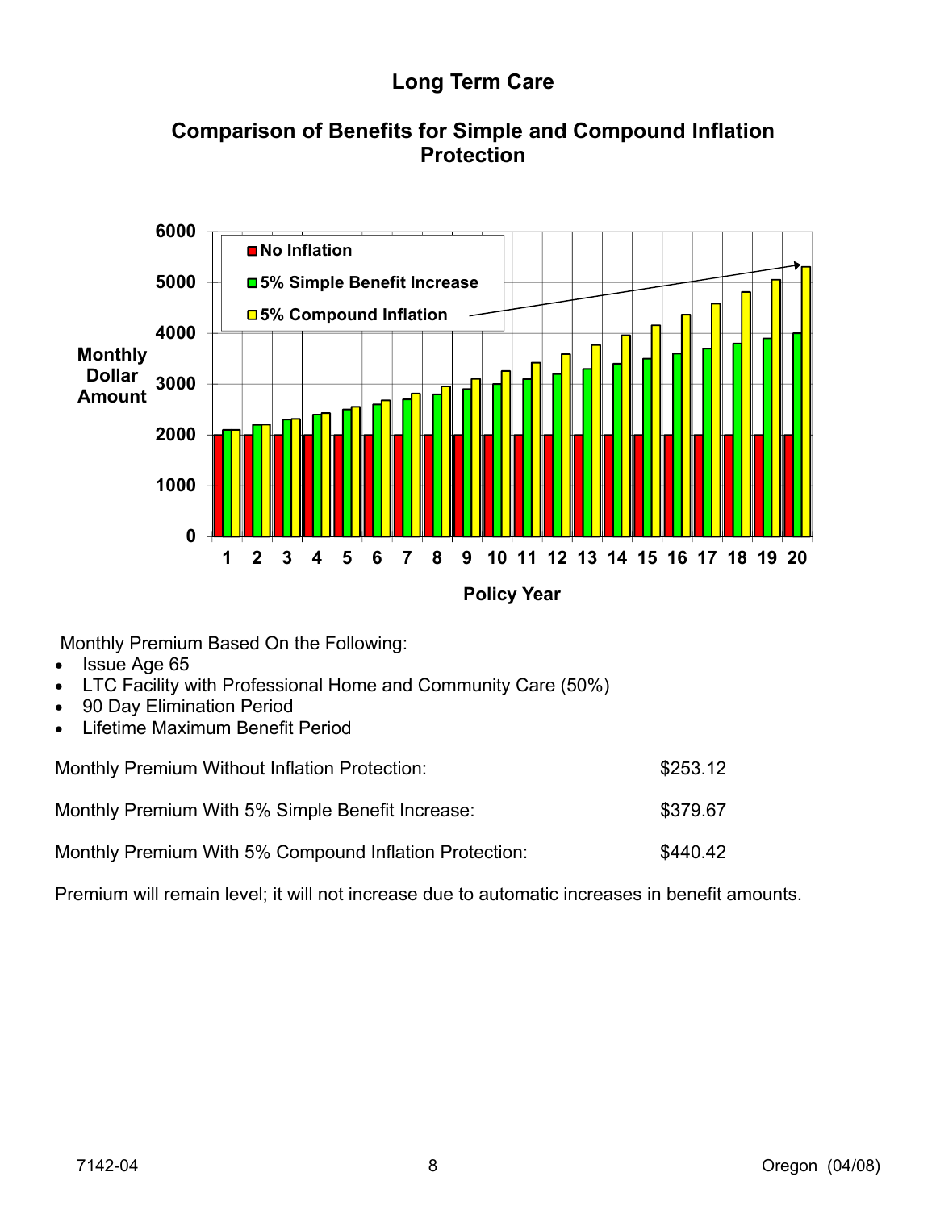# Long Term Care

## Comparison of Benefits for Simple and Compound Inflation Protection

6000
5000
4000
3000
2000
1000
0

Monthly Dollar Amount

No Inflation
5% Simple Benefit Increase
5% Compound Inflation

1 2 3 4 5 6 7 8 9 10 11 12 13 14 15 16 17 18 19 20

Policy Year

Monthly Premium Based On the Following:

- Issue Age 65
- LTC Facility with Professional Home and Community Care (50%)
- 90 Day Elimination Period
- Lifetime Maximum Benefit Period

| | |
|---|---|
| Monthly Premium Without Inflation Protection: | $253.12 |
| Monthly Premium With 5% Simple Benefit Increase: | $379.67 |
| Monthly Premium With 5% Compound Inflation Protection: | $440.42 |

Premium will remain level; it will not increase due to automatic increases in benefit amounts.

7142-04 Oregon (04/08)